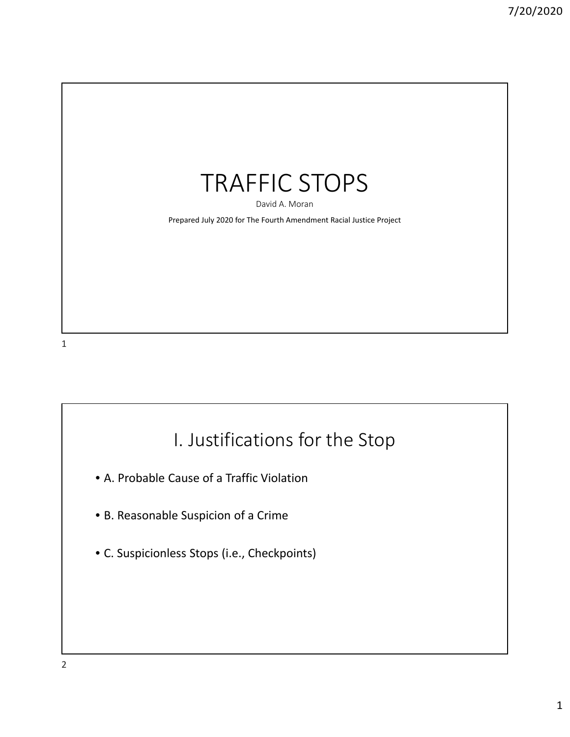# TRAFFIC STOPS

David A. Moran

Prepared July 2020 for The Fourth Amendment Racial Justice Project

## I. Justifications for the Stop

- A. Probable Cause of a Traffic Violation
- B. Reasonable Suspicion of a Crime
- C. Suspicionless Stops (i.e., Checkpoints)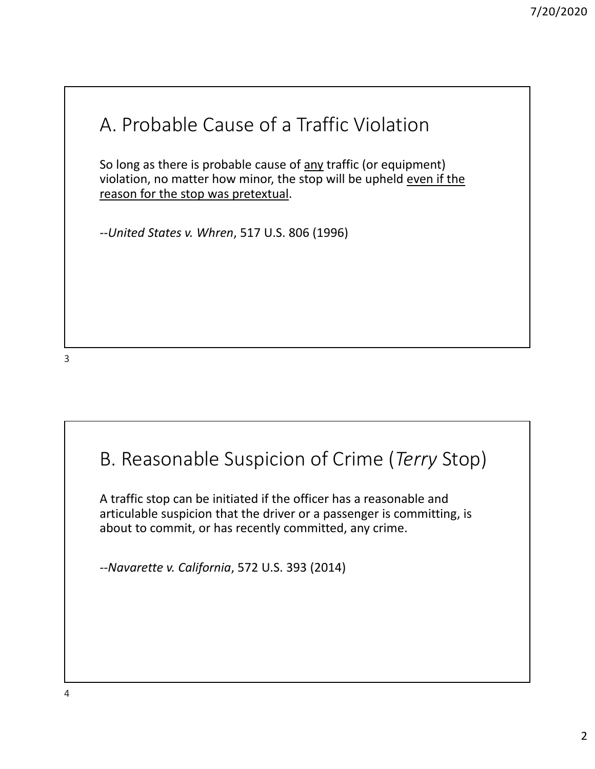## A. Probable Cause of a Traffic Violation

So long as there is probable cause of any traffic (or equipment) violation, no matter how minor, the stop will be upheld even if the reason for the stop was pretextual.

--*United States v. Whren*, 517 U.S. 806 (1996)

## B. Reasonable Suspicion of Crime (*Terry* Stop)

A traffic stop can be initiated if the officer has a reasonable and articulable suspicion that the driver or a passenger is committing, is about to commit, or has recently committed, any crime.

--*Navarette v. California*, 572 U.S. 393 (2014)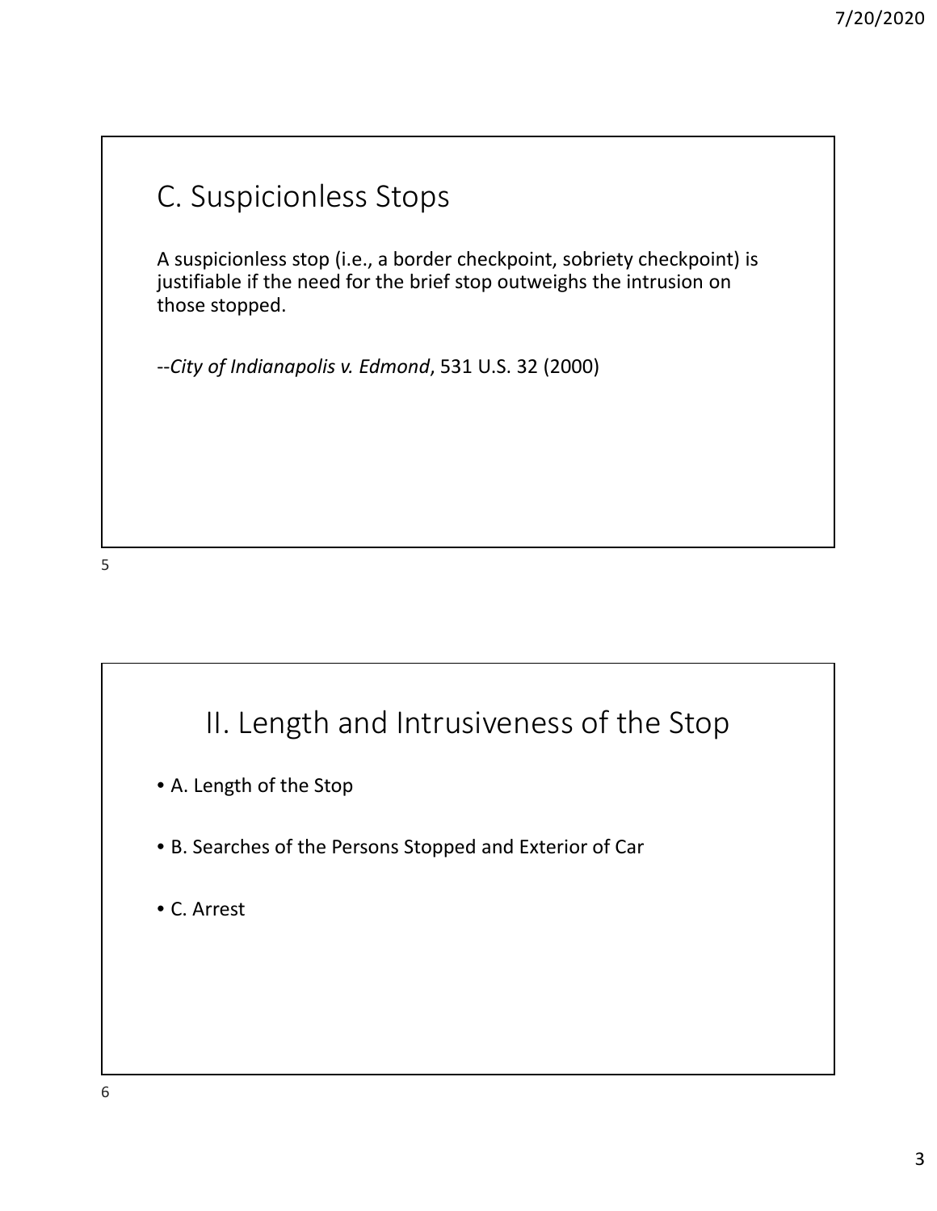## C. Suspicionless Stops

A suspicionless stop (i.e., a border checkpoint, sobriety checkpoint) is justifiable if the need for the brief stop outweighs the intrusion on those stopped.

--*City of Indianapolis v. Edmond*, 531 U.S. 32 (2000)

## II. Length and Intrusiveness of the Stop

- A. Length of the Stop
- B. Searches of the Persons Stopped and Exterior of Car
- C. Arrest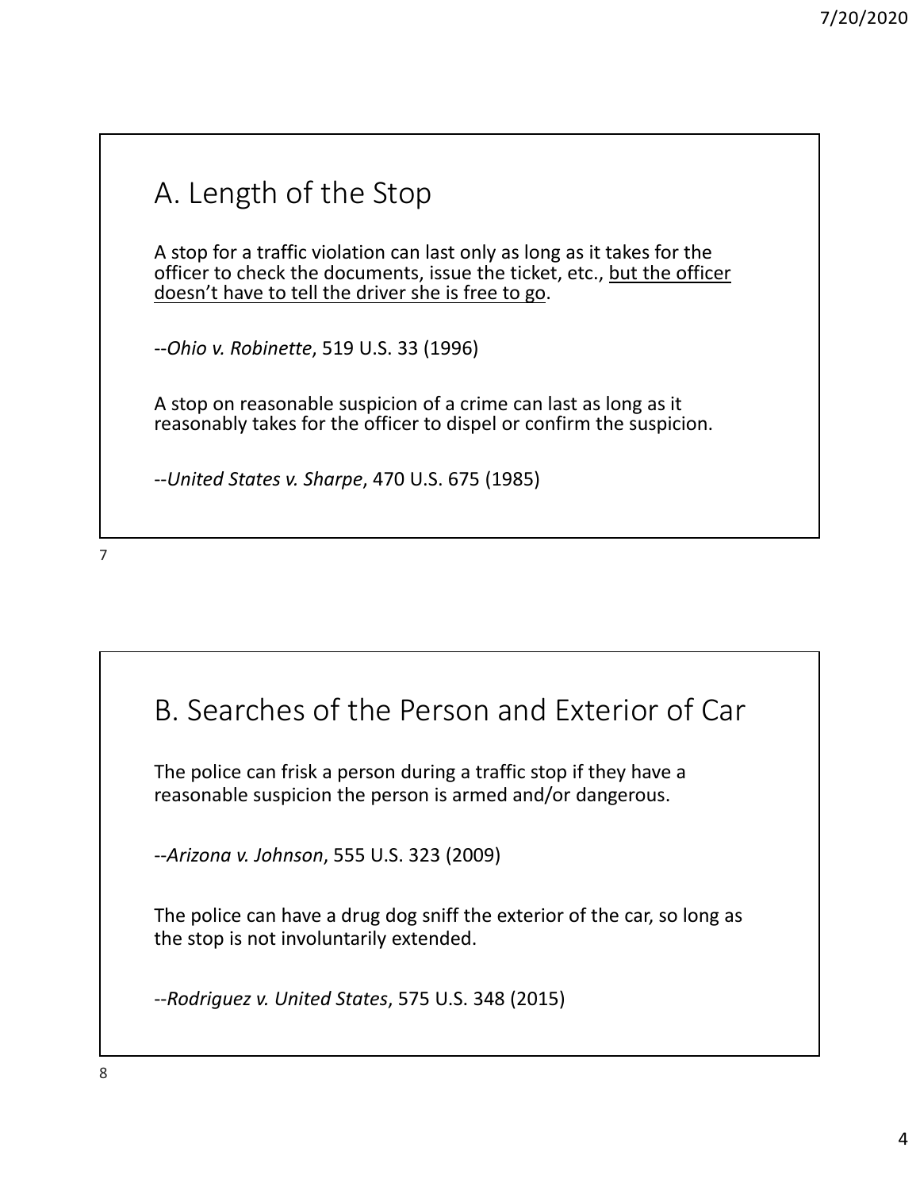## A. Length of the Stop

A stop for a traffic violation can last only as long as it takes for the officer to check the documents, issue the ticket, etc., <u>but the officer doesn't have to tell the driver she is free to go</u>.

--*Ohio v. Robinette*, 519 U.S. 33 (1996)

A stop on reasonable suspicion of a crime can last as long as it reasonably takes for the officer to dispel or confirm the suspicion.

--*United States v. Sharpe*, 470 U.S. 675 (1985)

## B. Searches of the Person and Exterior of Car

The police can frisk a person during a traffic stop if they have a reasonable suspicion the person is armed and/or dangerous.

--*Arizona v. Johnson*, 555 U.S. 323 (2009)

The police can have a drug dog sniff the exterior of the car, so long as the stop is not involuntarily extended.

--*Rodriguez v. United States*, 575 U.S. 348 (2015)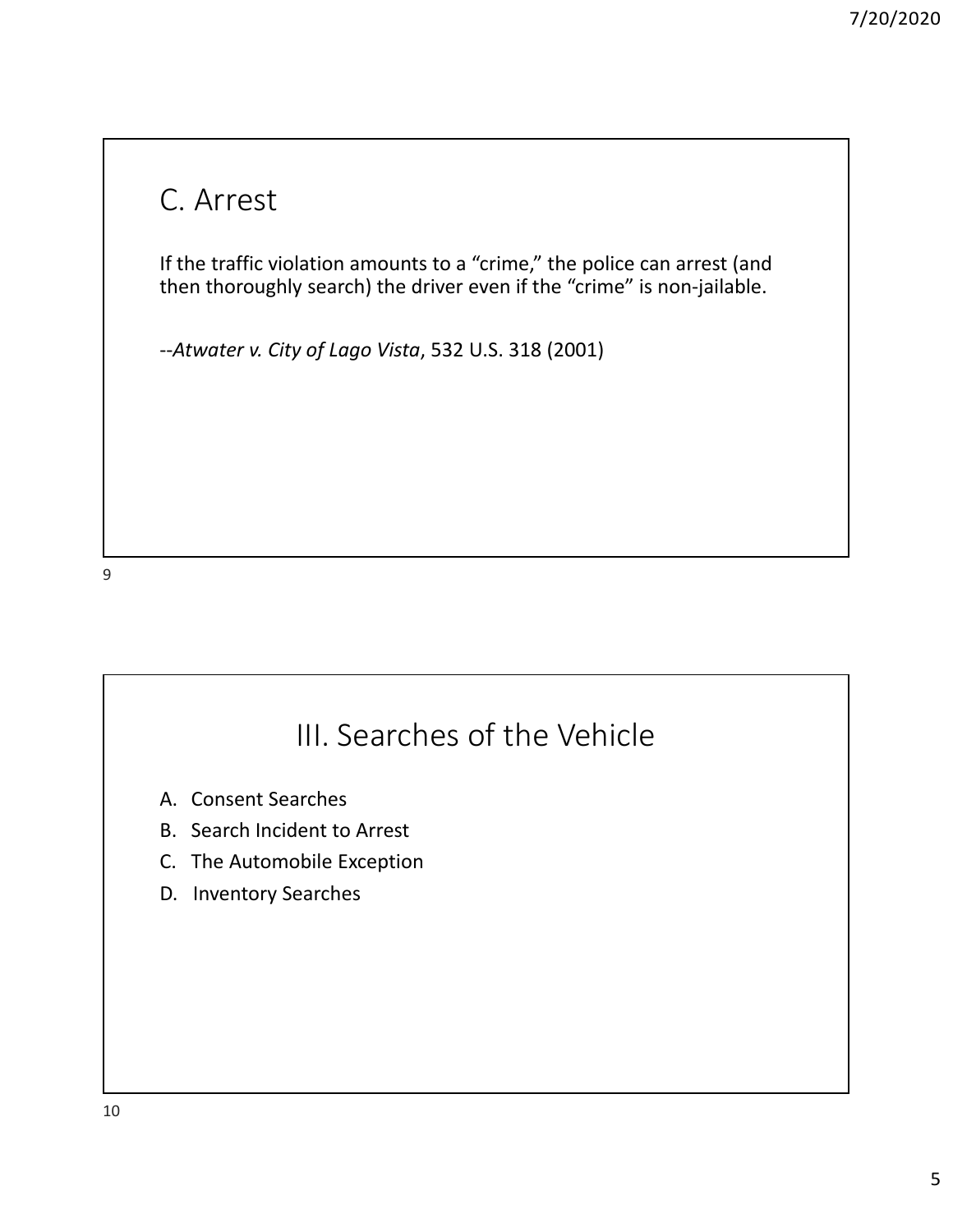## C. Arrest

If the traffic violation amounts to a "crime," the police can arrest (and then thoroughly search) the driver even if the "crime" is non-jailable.

--*Atwater v. City of Lago Vista*, 532 U.S. 318 (2001)

## III. Searches of the Vehicle

A. Consent Searches
B. Search Incident to Arrest
C. The Automobile Exception
D. Inventory Searches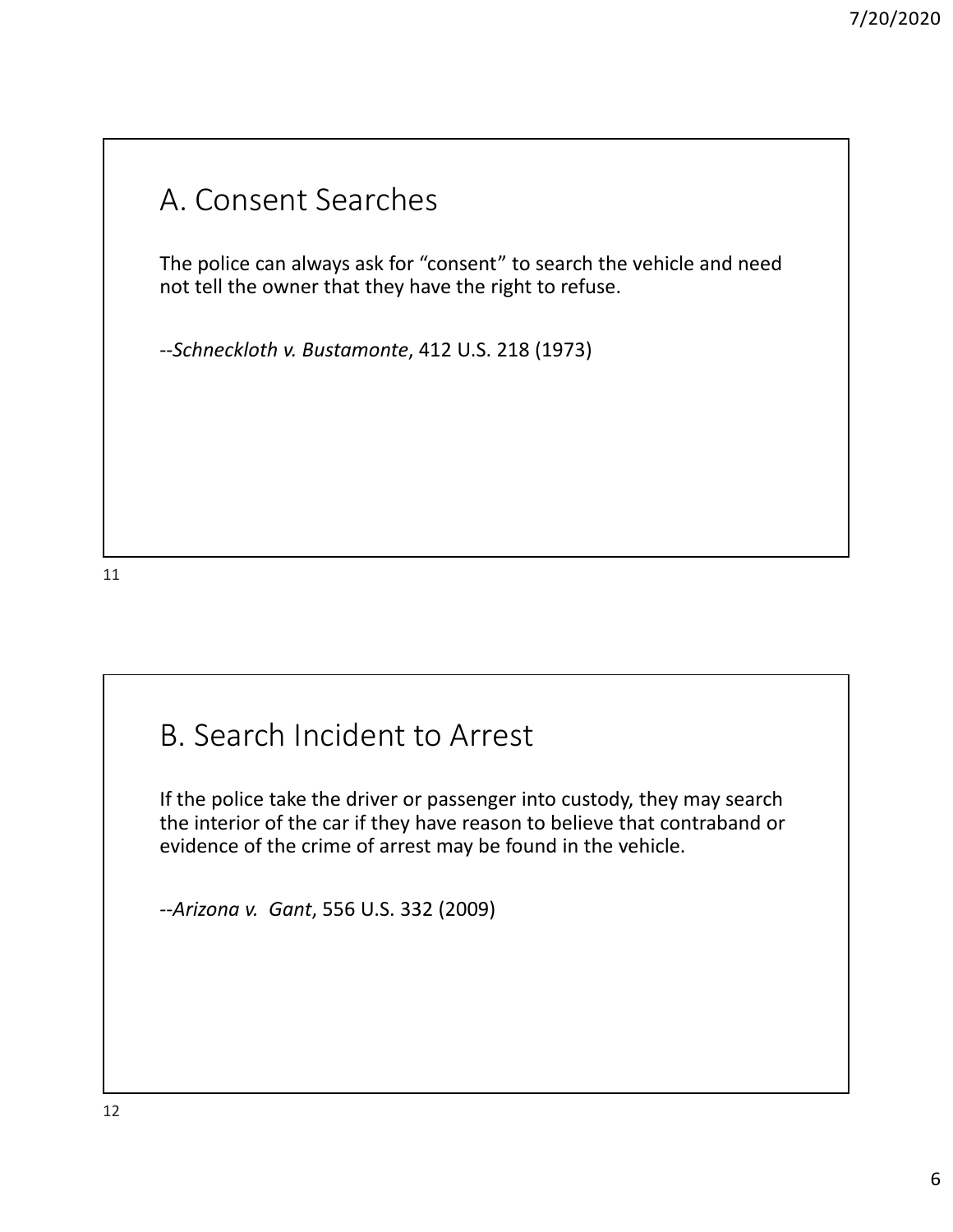## A. Consent Searches

The police can always ask for “consent” to search the vehicle and need not tell the owner that they have the right to refuse.

--*Schneckloth v. Bustamonte*, 412 U.S. 218 (1973)

## B. Search Incident to Arrest

If the police take the driver or passenger into custody, they may search the interior of the car if they have reason to believe that contraband or evidence of the crime of arrest may be found in the vehicle.

--*Arizona v. Gant*, 556 U.S. 332 (2009)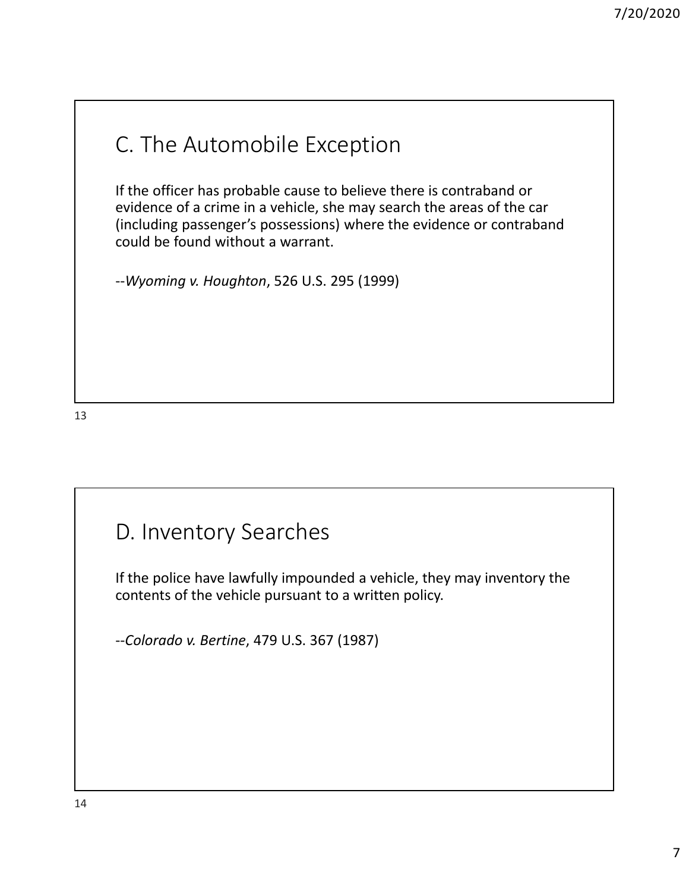## C. The Automobile Exception

If the officer has probable cause to believe there is contraband or evidence of a crime in a vehicle, she may search the areas of the car (including passenger's possessions) where the evidence or contraband could be found without a warrant.

--*Wyoming v. Houghton*, 526 U.S. 295 (1999)

## D. Inventory Searches

If the police have lawfully impounded a vehicle, they may inventory the contents of the vehicle pursuant to a written policy.

--*Colorado v. Bertine*, 479 U.S. 367 (1987)